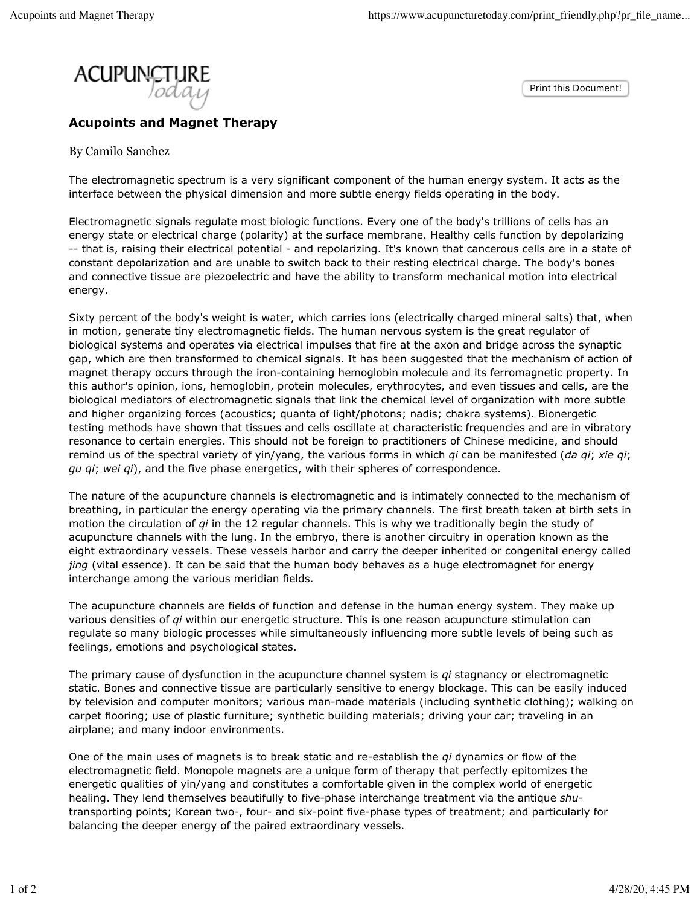# Acupoints and Magnet Therapy

By Camilo Sanchez

The electromagnetic spectrum is a very significant component of the human energy system. It acts as the interface between the physical dimension and more subtle energy fields operating in the body.

Electromagnetic signals regulate most biologic functions. Every one of the body's trillions of cells has an energy state or electrical charge (polarity) at the surface membrane. Healthy cells function by depolarizing -- that is, raising their electrical potential - and repolarizing. It's known that cancerous cells are in a state of constant depolarization and are unable to switch back to their resting electrical charge. The body's bones and connective tissue are piezoelectric and have the ability to transform mechanical motion into electrical energy.

Sixty percent of the body's weight is water, which carries ions (electrically charged mineral salts) that, when in motion, generate tiny electromagnetic fields. The human nervous system is the great regulator of biological systems and operates via electrical impulses that fire at the axon and bridge across the synaptic gap, which are then transformed to chemical signals. It has been suggested that the mechanism of action of magnet therapy occurs through the iron-containing hemoglobin molecule and its ferromagnetic property. In this author's opinion, ions, hemoglobin, protein molecules, erythrocytes, and even tissues and cells, are the biological mediators of electromagnetic signals that link the chemical level of organization with more subtle and higher organizing forces (acoustics; quanta of light/photons; nadis; chakra systems). Bionergetic testing methods have shown that tissues and cells oscillate at characteristic frequencies and are in vibratory resonance to certain energies. This should not be foreign to practitioners of Chinese medicine, and should remind us of the spectral variety of yin/yang, the various forms in which *qi* can be manifested (*da qi*; *xie qi*; *gu qi*; *wei qi*), and the five phase energetics, with their spheres of correspondence.

The nature of the acupuncture channels is electromagnetic and is intimately connected to the mechanism of breathing, in particular the energy operating via the primary channels. The first breath taken at birth sets in motion the circulation of *qi* in the 12 regular channels. This is why we traditionally begin the study of acupuncture channels with the lung. In the embryo, there is another circuitry in operation known as the eight extraordinary vessels. These vessels harbor and carry the deeper inherited or congenital energy called *jing* (vital essence). It can be said that the human body behaves as a huge electromagnet for energy interchange among the various meridian fields.

The acupuncture channels are fields of function and defense in the human energy system. They make up various densities of *qi* within our energetic structure. This is one reason acupuncture stimulation can regulate so many biologic processes while simultaneously influencing more subtle levels of being such as feelings, emotions and psychological states.

The primary cause of dysfunction in the acupuncture channel system is *qi* stagnancy or electromagnetic static. Bones and connective tissue are particularly sensitive to energy blockage. This can be easily induced by television and computer monitors; various man-made materials (including synthetic clothing); walking on carpet flooring; use of plastic furniture; synthetic building materials; driving your car; traveling in an airplane; and many indoor environments.

One of the main uses of magnets is to break static and re-establish the *qi* dynamics or flow of the electromagnetic field. Monopole magnets are a unique form of therapy that perfectly epitomizes the energetic qualities of yin/yang and constitutes a comfortable given in the complex world of energetic healing. They lend themselves beautifully to five-phase interchange treatment via the antique *shu*-transporting points; Korean two-, four- and six-point five-phase types of treatment; and particularly for balancing the deeper energy of the paired extraordinary vessels.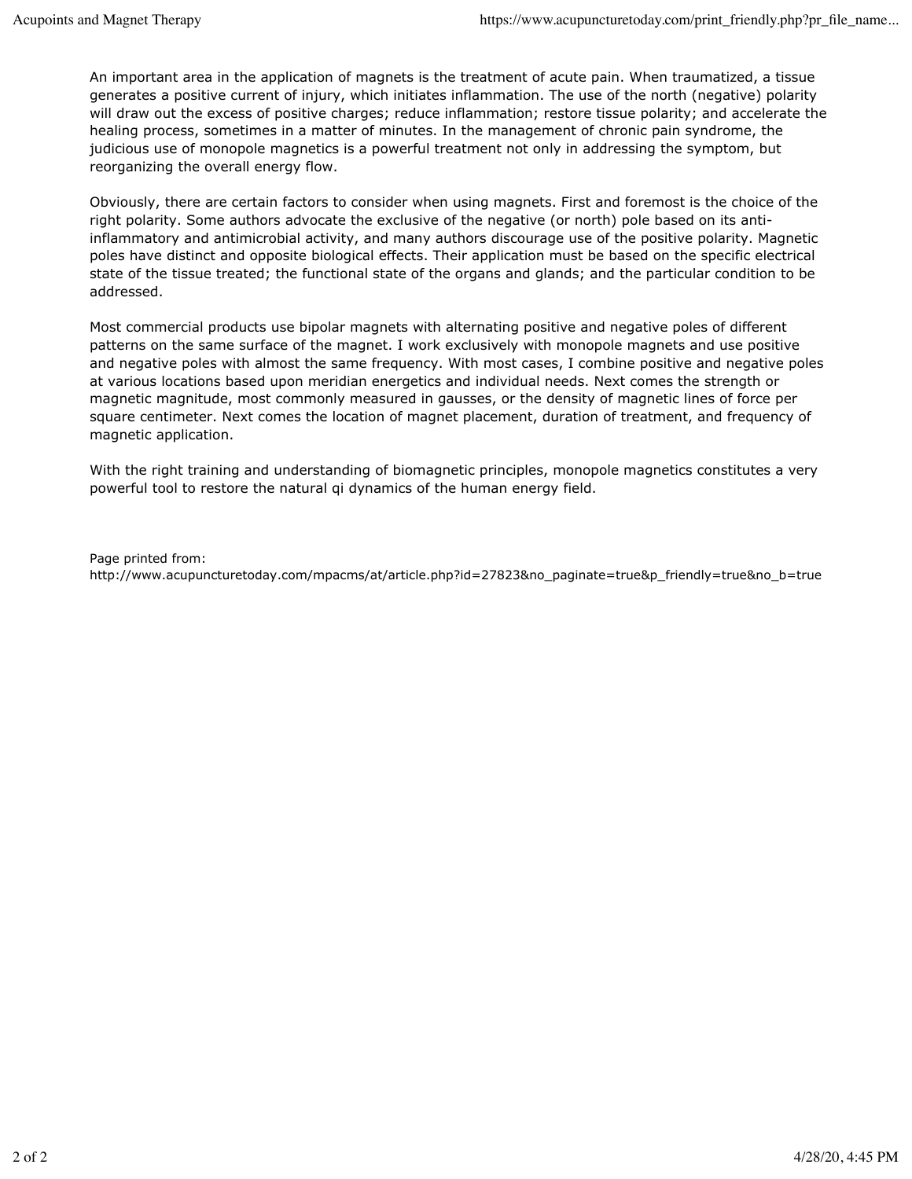An important area in the application of magnets is the treatment of acute pain. When traumatized, a tissue generates a positive current of injury, which initiates inflammation. The use of the north (negative) polarity will draw out the excess of positive charges; reduce inflammation; restore tissue polarity; and accelerate the healing process, sometimes in a matter of minutes. In the management of chronic pain syndrome, the judicious use of monopole magnetics is a powerful treatment not only in addressing the symptom, but reorganizing the overall energy flow.

Obviously, there are certain factors to consider when using magnets. First and foremost is the choice of the right polarity. Some authors advocate the exclusive of the negative (or north) pole based on its anti-inflammatory and antimicrobial activity, and many authors discourage use of the positive polarity. Magnetic poles have distinct and opposite biological effects. Their application must be based on the specific electrical state of the tissue treated; the functional state of the organs and glands; and the particular condition to be addressed.

Most commercial products use bipolar magnets with alternating positive and negative poles of different patterns on the same surface of the magnet. I work exclusively with monopole magnets and use positive and negative poles with almost the same frequency. With most cases, I combine positive and negative poles at various locations based upon meridian energetics and individual needs. Next comes the strength or magnetic magnitude, most commonly measured in gausses, or the density of magnetic lines of force per square centimeter. Next comes the location of magnet placement, duration of treatment, and frequency of magnetic application.

With the right training and understanding of biomagnetic principles, monopole magnetics constitutes a very powerful tool to restore the natural qi dynamics of the human energy field.

Page printed from:
http://www.acupuncturetoday.com/mpacms/at/article.php?id=27823&no_paginate=true&p_friendly=true&no_b=true